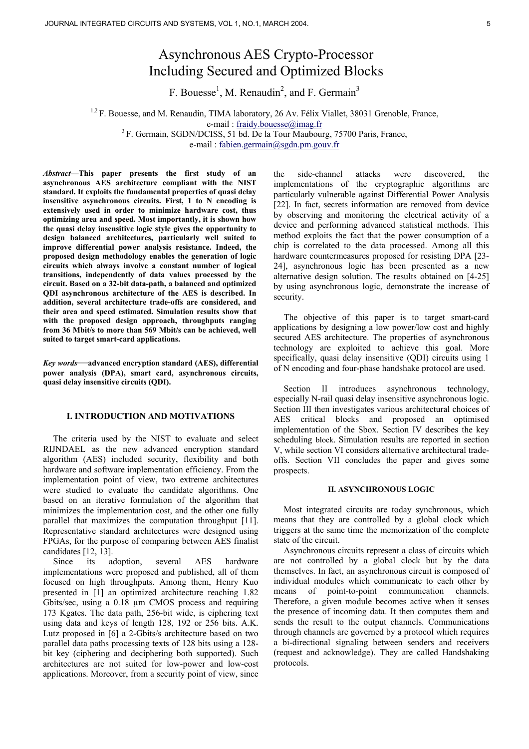# Asynchronous AES Crypto-Processor Including Secured and Optimized Blocks

F. Bouesse[1], M. Renaudin[2], and F. Germain[3]

[1,2] F. Bouesse, and M. Renaudin, TIMA laboratory, 26 Av. Félix Viallet, 38031 Grenoble, France,
e-mail : fraidy.bouesse@imag.fr
[3] F. Germain, SGDN/DCISS, 51 bd. De la Tour Maubourg, 75700 Paris, France,
e-mail : fabien.germain@sgdn.pm.gouv.fr

***Abstract*—This paper presents the first study of an asynchronous AES architecture compliant with the NIST standard. It exploits the fundamental properties of quasi delay insensitive asynchronous circuits. First, 1 to N encoding is extensively used in order to minimize hardware cost, thus optimizing area and speed. Most importantly, it is shown how the quasi delay insensitive logic style gives the opportunity to design balanced architectures, particularly well suited to improve differential power analysis resistance. Indeed, the proposed design methodology enables the generation of logic circuits which always involve a constant number of logical transitions, independently of data values processed by the circuit. Based on a 32-bit data-path, a balanced and optimized QDI asynchronous architecture of the AES is described. In addition, several architecture trade-offs are considered, and their area and speed estimated. Simulation results show that with the proposed design approach, throughputs ranging from 36 Mbit/s to more than 569 Mbit/s can be achieved, well suited to target smart-card applications.**

***Key words*—advanced encryption standard (AES), differential power analysis (DPA), smart card, asynchronous circuits, quasi delay insensitive circuits (QDI).**

## I. INTRODUCTION AND MOTIVATIONS

The criteria used by the NIST to evaluate and select RIJNDAEL as the new advanced encryption standard algorithm (AES) included security, flexibility and both hardware and software implementation efficiency. From the implementation point of view, two extreme architectures were studied to evaluate the candidate algorithms. One based on an iterative formulation of the algorithm that minimizes the implementation cost, and the other one fully parallel that maximizes the computation throughput [11]. Representative standard architectures were designed using FPGAs, for the purpose of comparing between AES finalist candidates [12, 13].

Since its adoption, several AES hardware implementations were proposed and published, all of them focused on high throughputs. Among them, Henry Kuo presented in [1] an optimized architecture reaching 1.82 Gbits/sec, using a 0.18 µm CMOS process and requiring 173 Kgates. The data path, 256-bit wide, is ciphering text using data and keys of length 128, 192 or 256 bits. A.K. Lutz proposed in [6] a 2-Gbits/s architecture based on two parallel data paths processing texts of 128 bits using a 128-bit key (ciphering and deciphering both supported). Such architectures are not suited for low-power and low-cost applications. Moreover, from a security point of view, since the side-channel attacks were discovered, the implementations of the cryptographic algorithms are particularly vulnerable against Differential Power Analysis [22]. In fact, secrets information are removed from device by observing and monitoring the electrical activity of a device and performing advanced statistical methods. This method exploits the fact that the power consumption of a chip is correlated to the data processed. Among all this hardware countermeasures proposed for resisting DPA [23-24], asynchronous logic has been presented as a new alternative design solution. The results obtained on [4-25] by using asynchronous logic, demonstrate the increase of security.

The objective of this paper is to target smart-card applications by designing a low power/low cost and highly secured AES architecture. The properties of asynchronous technology are exploited to achieve this goal. More specifically, quasi delay insensitive (QDI) circuits using 1 of N encoding and four-phase handshake protocol are used.

Section II introduces asynchronous technology, especially N-rail quasi delay insensitive asynchronous logic. Section III then investigates various architectural choices of AES critical blocks and proposed an optimised implementation of the Sbox. Section IV describes the key scheduling block. Simulation results are reported in section V, while section VI considers alternative architectural trade-offs. Section VII concludes the paper and gives some prospects.

## II. ASYNCHRONOUS LOGIC

Most integrated circuits are today synchronous, which means that they are controlled by a global clock which triggers at the same time the memorization of the complete state of the circuit.

Asynchronous circuits represent a class of circuits which are not controlled by a global clock but by the data themselves. In fact, an asynchronous circuit is composed of individual modules which communicate to each other by means of point-to-point communication channels. Therefore, a given module becomes active when it senses the presence of incoming data. It then computes them and sends the result to the output channels. Communications through channels are governed by a protocol which requires a bi-directional signaling between senders and receivers (request and acknowledge). They are called Handshaking protocols.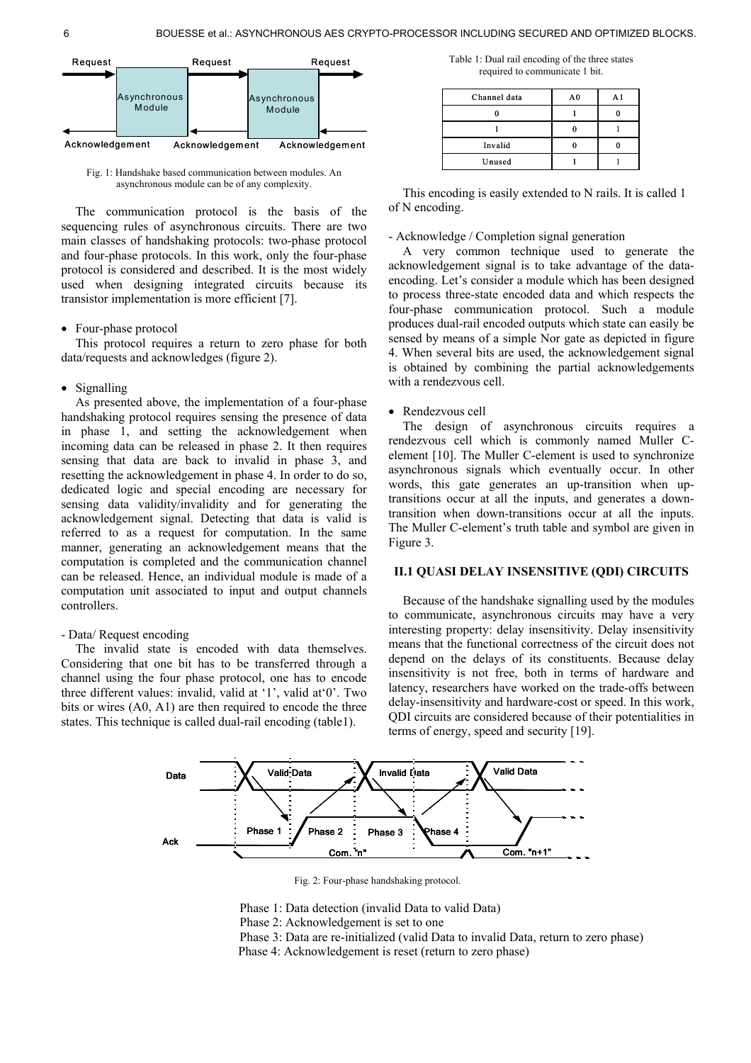Fig. 1: Handshake based communication between modules. An asynchronous module can be of any complexity.

The communication protocol is the basis of the sequencing rules of asynchronous circuits. There are two main classes of handshaking protocols: two-phase protocol and four-phase protocols. In this work, only the four-phase protocol is considered and described. It is the most widely used when designing integrated circuits because its transistor implementation is more efficient [7].

- Four-phase protocol

This protocol requires a return to zero phase for both data/requests and acknowledges (figure 2).

- Signalling

As presented above, the implementation of a four-phase handshaking protocol requires sensing the presence of data in phase 1, and setting the acknowledgement when incoming data can be released in phase 2. It then requires sensing that data are back to invalid in phase 3, and resetting the acknowledgement in phase 4. In order to do so, dedicated logic and special encoding are necessary for sensing data validity/invalidity and for generating the acknowledgement signal. Detecting that data is valid is referred to as a request for computation. In the same manner, generating an acknowledgement means that the computation is completed and the communication channel can be released. Hence, an individual module is made of a computation unit associated to input and output channels controllers.

- Data/ Request encoding

The invalid state is encoded with data themselves. Considering that one bit has to be transferred through a channel using the four phase protocol, one has to encode three different values: invalid, valid at '1', valid at'0'. Two bits or wires (A0, A1) are then required to encode the three states. This technique is called dual-rail encoding (table1).

Table 1: Dual rail encoding of the three states required to communicate 1 bit.

| Channel data | A0 | A1 |
| --- | --- | --- |
| 0 | 1 | 0 |
| 1 | 0 | 1 |
| Invalid | 0 | 0 |
| Unused | 1 | 1 |

This encoding is easily extended to N rails. It is called 1 of N encoding.

- Acknowledge / Completion signal generation

A very common technique used to generate the acknowledgement signal is to take advantage of the data-encoding. Let's consider a module which has been designed to process three-state encoded data and which respects the four-phase communication protocol. Such a module produces dual-rail encoded outputs which state can easily be sensed by means of a simple Nor gate as depicted in figure 4. When several bits are used, the acknowledgement signal is obtained by combining the partial acknowledgements with a rendezvous cell.

- Rendezvous cell

The design of asynchronous circuits requires a rendezvous cell which is commonly named Muller C-element [10]. The Muller C-element is used to synchronize asynchronous signals which eventually occur. In other words, this gate generates an up-transition when up-transitions occur at all the inputs, and generates a down-transition when down-transitions occur at all the inputs. The Muller C-element's truth table and symbol are given in Figure 3.

## II.1 QUASI DELAY INSENSITIVE (QDI) CIRCUITS

Because of the handshake signalling used by the modules to communicate, asynchronous circuits may have a very interesting property: delay insensitivity. Delay insensitivity means that the functional correctness of the circuit does not depend on the delays of its constituents. Because delay insensitivity is not free, both in terms of hardware and latency, researchers have worked on the trade-offs between delay-insensitivity and hardware-cost or speed. In this work, QDI circuits are considered because of their potentialities in terms of energy, speed and security [19].

Fig. 2: Four-phase handshaking protocol.

Phase 1: Data detection (invalid Data to valid Data)
Phase 2: Acknowledgement is set to one
Phase 3: Data are re-initialized (valid Data to invalid Data, return to zero phase)
Phase 4: Acknowledgement is reset (return to zero phase)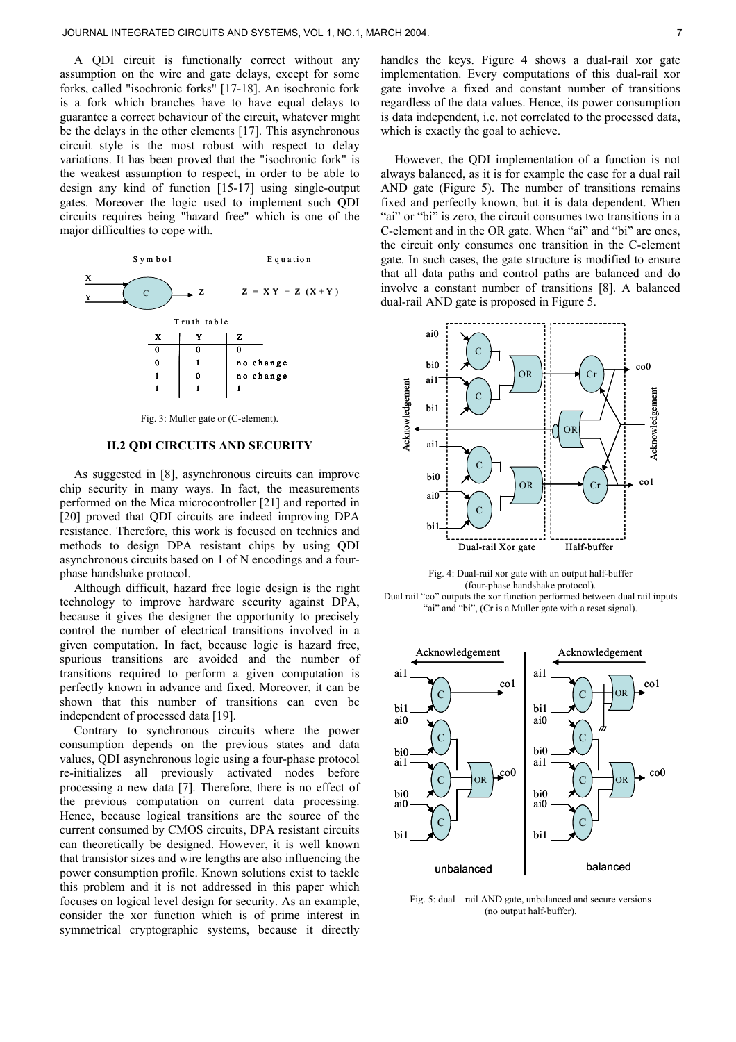A QDI circuit is functionally correct without any assumption on the wire and gate delays, except for some forks, called "isochronic forks" [17-18]. An isochronic fork is a fork which branches have to have equal delays to guarantee a correct behaviour of the circuit, whatever might be the delays in the other elements [17]. This asynchronous circuit style is the most robust with respect to delay variations. It has been proved that the "isochronic fork" is the weakest assumption to respect, in order to be able to design any kind of function [15-17] using single-output gates. Moreover the logic used to implement such QDI circuits requires being "hazard free" which is one of the major difficulties to cope with.

Symbol / Equation

$$Z = XY + Z\,(X+Y)$$

Truth table

| X | Y | Z |
|---|---|---|
| 0 | 0 | 0 |
| 0 | 1 | no change |
| 1 | 0 | no change |
| 1 | 1 | 1 |

Fig. 3: Muller gate or (C-element).

## II.2 QDI CIRCUITS AND SECURITY

As suggested in [8], asynchronous circuits can improve chip security in many ways. In fact, the measurements performed on the Mica microcontroller [21] and reported in [20] proved that QDI circuits are indeed improving DPA resistance. Therefore, this work is focused on technics and methods to design DPA resistant chips by using QDI asynchronous circuits based on 1 of N encodings and a four-phase handshake protocol.

Although difficult, hazard free logic design is the right technology to improve hardware security against DPA, because it gives the designer the opportunity to precisely control the number of electrical transitions involved in a given computation. In fact, because logic is hazard free, spurious transitions are avoided and the number of transitions required to perform a given computation is perfectly known in advance and fixed. Moreover, it can be shown that this number of transitions can even be independent of processed data [19].

Contrary to synchronous circuits where the power consumption depends on the previous states and data values, QDI asynchronous logic using a four-phase protocol re-initializes all previously activated nodes before processing a new data [7]. Therefore, there is no effect of the previous computation on current data processing. Hence, because logical transitions are the source of the current consumed by CMOS circuits, DPA resistant circuits can theoretically be designed. However, it is well known that transistor sizes and wire lengths are also influencing the power consumption profile. Known solutions exist to tackle this problem and it is not addressed in this paper which focuses on logical level design for security. As an example, consider the xor function which is of prime interest in symmetrical cryptographic systems, because it directly handles the keys. Figure 4 shows a dual-rail xor gate implementation. Every computations of this dual-rail xor gate involve a fixed and constant number of transitions regardless of the data values. Hence, its power consumption is data independent, i.e. not correlated to the processed data, which is exactly the goal to achieve.

However, the QDI implementation of a function is not always balanced, as it is for example the case for a dual rail AND gate (Figure 5). The number of transitions remains fixed and perfectly known, but it is data dependent. When "ai" or "bi" is zero, the circuit consumes two transitions in a C-element and in the OR gate. When "ai" and "bi" are ones, the circuit only consumes one transition in the C-element gate. In such cases, the gate structure is modified to ensure that all data paths and control paths are balanced and do involve a constant number of transitions [8]. A balanced dual-rail AND gate is proposed in Figure 5.

Fig. 4: Dual-rail xor gate with an output half-buffer (four-phase handshake protocol).
Dual rail "co" outputs the xor function performed between dual rail inputs "ai" and "bi", (Cr is a Muller gate with a reset signal).

Fig. 5: dual – rail AND gate, unbalanced and secure versions (no output half-buffer).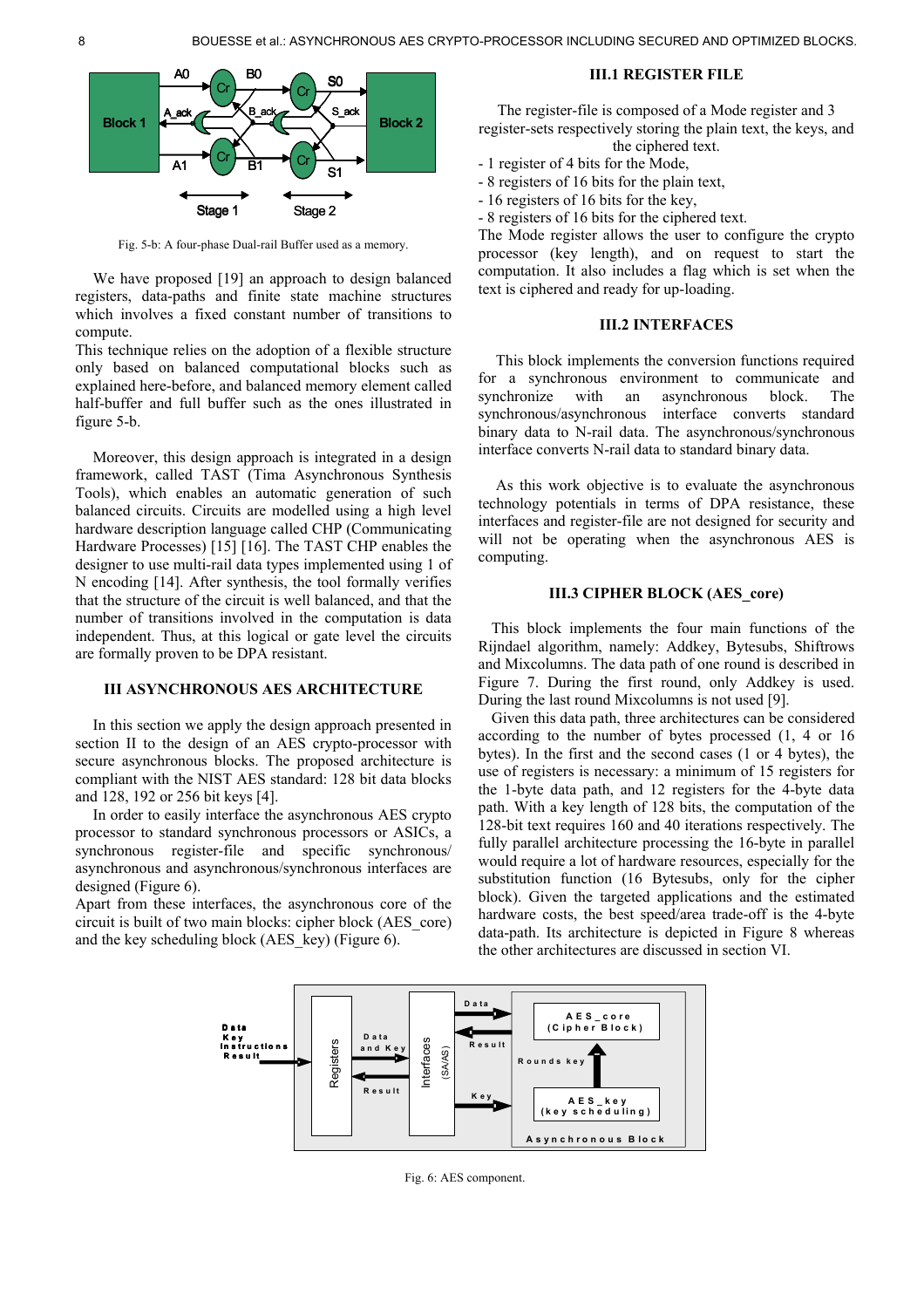Fig. 5-b: A four-phase Dual-rail Buffer used as a memory.

We have proposed [19] an approach to design balanced registers, data-paths and finite state machine structures which involves a fixed constant number of transitions to compute.
This technique relies on the adoption of a flexible structure only based on balanced computational blocks such as explained here-before, and balanced memory element called half-buffer and full buffer such as the ones illustrated in figure 5-b.

Moreover, this design approach is integrated in a design framework, called TAST (Tima Asynchronous Synthesis Tools), which enables an automatic generation of such balanced circuits. Circuits are modelled using a high level hardware description language called CHP (Communicating Hardware Processes) [15] [16]. The TAST CHP enables the designer to use multi-rail data types implemented using 1 of N encoding [14]. After synthesis, the tool formally verifies that the structure of the circuit is well balanced, and that the number of transitions involved in the computation is data independent. Thus, at this logical or gate level the circuits are formally proven to be DPA resistant.

## III ASYNCHRONOUS AES ARCHITECTURE

In this section we apply the design approach presented in section II to the design of an AES crypto-processor with secure asynchronous blocks. The proposed architecture is compliant with the NIST AES standard: 128 bit data blocks and 128, 192 or 256 bit keys [4].

In order to easily interface the asynchronous AES crypto processor to standard synchronous processors or ASICs, a synchronous register-file and specific synchronous/ asynchronous and asynchronous/synchronous interfaces are designed (Figure 6).
Apart from these interfaces, the asynchronous core of the circuit is built of two main blocks: cipher block (AES_core) and the key scheduling block (AES_key) (Figure 6).

### III.1 REGISTER FILE

The register-file is composed of a Mode register and 3 register-sets respectively storing the plain text, the keys, and the ciphered text.
- 1 register of 4 bits for the Mode,
- 8 registers of 16 bits for the plain text,
- 16 registers of 16 bits for the key,
- 8 registers of 16 bits for the ciphered text.

The Mode register allows the user to configure the crypto processor (key length), and on request to start the computation. It also includes a flag which is set when the text is ciphered and ready for up-loading.

### III.2 INTERFACES

This block implements the conversion functions required for a synchronous environment to communicate and synchronize with an asynchronous block. The synchronous/asynchronous interface converts standard binary data to N-rail data. The asynchronous/synchronous interface converts N-rail data to standard binary data.

As this work objective is to evaluate the asynchronous technology potentials in terms of DPA resistance, these interfaces and register-file are not designed for security and will not be operating when the asynchronous AES is computing.

### III.3 CIPHER BLOCK (AES_core)

This block implements the four main functions of the Rijndael algorithm, namely: Addkey, Bytesubs, Shiftrows and Mixcolumns. The data path of one round is described in Figure 7. During the first round, only Addkey is used. During the last round Mixcolumns is not used [9].

Given this data path, three architectures can be considered according to the number of bytes processed (1, 4 or 16 bytes). In the first and the second cases (1 or 4 bytes), the use of registers is necessary: a minimum of 15 registers for the 1-byte data path, and 12 registers for the 4-byte data path. With a key length of 128 bits, the computation of the 128-bit text requires 160 and 40 iterations respectively. The fully parallel architecture processing the 16-byte in parallel would require a lot of hardware resources, especially for the substitution function (16 Bytesubs, only for the cipher block). Given the targeted applications and the estimated hardware costs, the best speed/area trade-off is the 4-byte data-path. Its architecture is depicted in Figure 8 whereas the other architectures are discussed in section VI.

Fig. 6: AES component.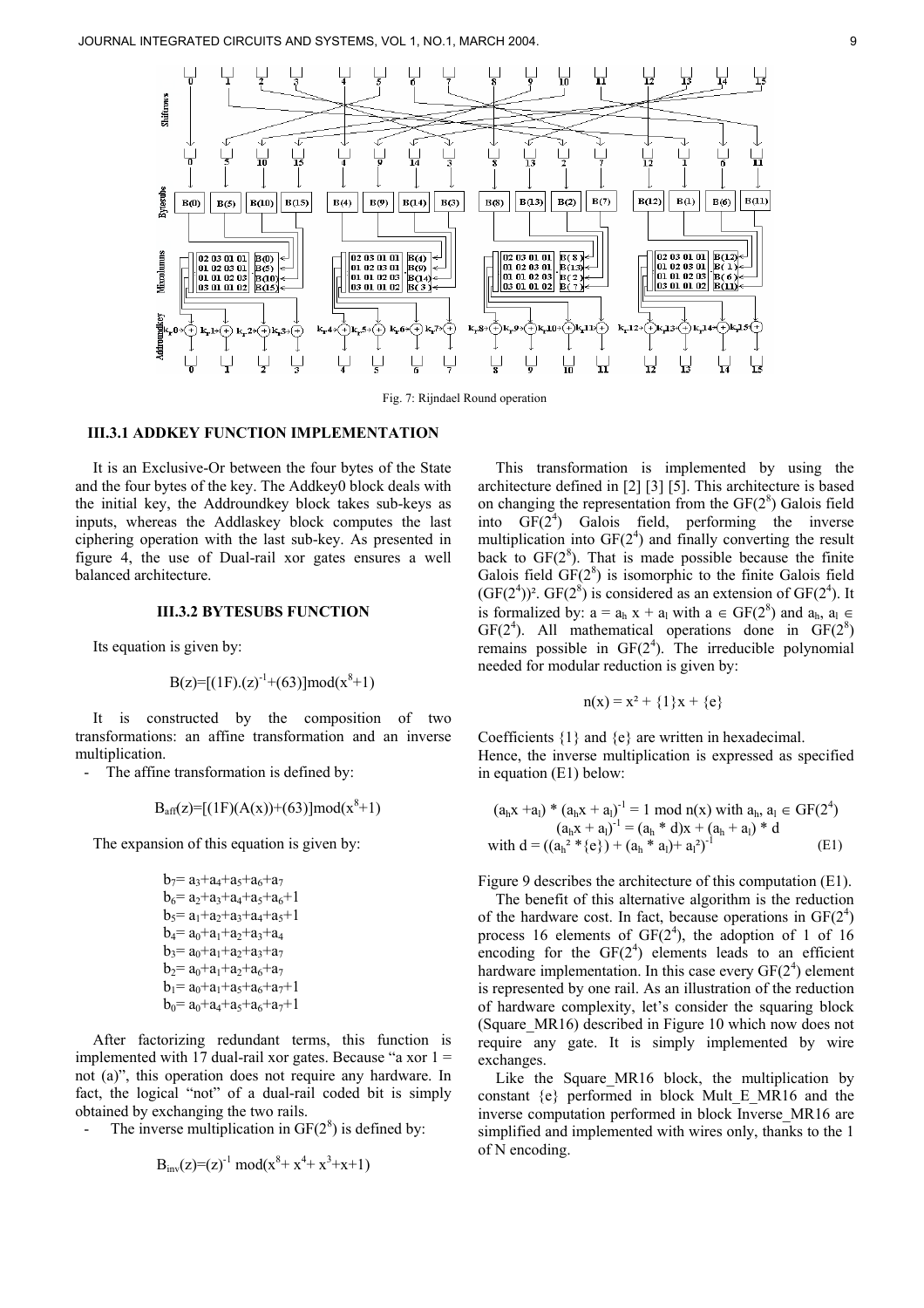Fig. 7: Rijndael Round operation

### III.3.1 ADDKEY FUNCTION IMPLEMENTATION

It is an Exclusive-Or between the four bytes of the State and the four bytes of the key. The Addkey0 block deals with the initial key, the Addroundkey block takes sub-keys as inputs, whereas the Addlaskey block computes the last ciphering operation with the last sub-key. As presented in figure 4, the use of Dual-rail xor gates ensures a well balanced architecture.

### III.3.2 BYTESUBS FUNCTION

Its equation is given by:

$$B(z)=[(1F).(z)^{-1}+(63)]\text{mod}(x^8+1)$$

It is constructed by the composition of two transformations: an affine transformation and an inverse multiplication.

- The affine transformation is defined by:

$$B_{aff}(z)=[(1F)(A(x))+(63)]\text{mod}(x^8+1)$$

The expansion of this equation is given by:

$$b_7= a_3+a_4+a_5+a_6+a_7$$
$$b_6= a_2+a_3+a_4+a_5+a_6+1$$
$$b_5= a_1+a_2+a_3+a_4+a_5+1$$
$$b_4= a_0+a_1+a_2+a_3+a_4$$
$$b_3= a_0+a_1+a_2+a_3+a_7$$
$$b_2= a_0+a_1+a_2+a_6+a_7$$
$$b_1= a_0+a_1+a_5+a_6+a_7+1$$
$$b_0= a_0+a_4+a_5+a_6+a_7+1$$

After factorizing redundant terms, this function is implemented with 17 dual-rail xor gates. Because "a xor 1 = not (a)", this operation does not require any hardware. In fact, the logical "not" of a dual-rail coded bit is simply obtained by exchanging the two rails.

- The inverse multiplication in $GF(2^8)$ is defined by:

$$B_{inv}(z)=(z)^{-1} \text{ mod}(x^8+ x^4+ x^3+x+1)$$

This transformation is implemented by using the architecture defined in [2] [3] [5]. This architecture is based on changing the representation from the $GF(2^8)$ Galois field into $GF(2^4)$ Galois field, performing the inverse multiplication into $GF(2^4)$ and finally converting the result back to $GF(2^8)$. That is made possible because the finite Galois field $GF(2^8)$ is isomorphic to the finite Galois field $(GF(2^4))^2$. $GF(2^8)$ is considered as an extension of $GF(2^4)$. It is formalized by: $a = a_h x + a_l$ with $a \in GF(2^8)$ and $a_h$, $a_l \in GF(2^4)$. All mathematical operations done in $GF(2^8)$ remains possible in $GF(2^4)$. The irreducible polynomial needed for modular reduction is given by:

$$n(x) = x^2 + \{1\}x + \{e\}$$

Coefficients {1} and {e} are written in hexadecimal.
Hence, the inverse multiplication is expressed as specified in equation (E1) below:

$$(a_hx + a_l) * (a_hx + a_l)^{-1} = 1 \text{ mod } n(x) \text{ with } a_h, a_l \in GF(2^4)$$
$$(a_hx + a_l)^{-1} = (a_h * d)x + (a_h + a_l) * d$$
$$\text{with } d = ((a_h^2 * \{e\}) + (a_h * a_l) + a_l^2)^{-1} \quad \text{(E1)}$$

Figure 9 describes the architecture of this computation (E1).

The benefit of this alternative algorithm is the reduction of the hardware cost. In fact, because operations in $GF(2^4)$ process 16 elements of $GF(2^4)$, the adoption of 1 of 16 encoding for the $GF(2^4)$ elements leads to an efficient hardware implementation. In this case every $GF(2^4)$ element is represented by one rail. As an illustration of the reduction of hardware complexity, let's consider the squaring block (Square_MR16) described in Figure 10 which now does not require any gate. It is simply implemented by wire exchanges.

Like the Square_MR16 block, the multiplication by constant {e} performed in block Mult_E_MR16 and the inverse computation performed in block Inverse_MR16 are simplified and implemented with wires only, thanks to the 1 of N encoding.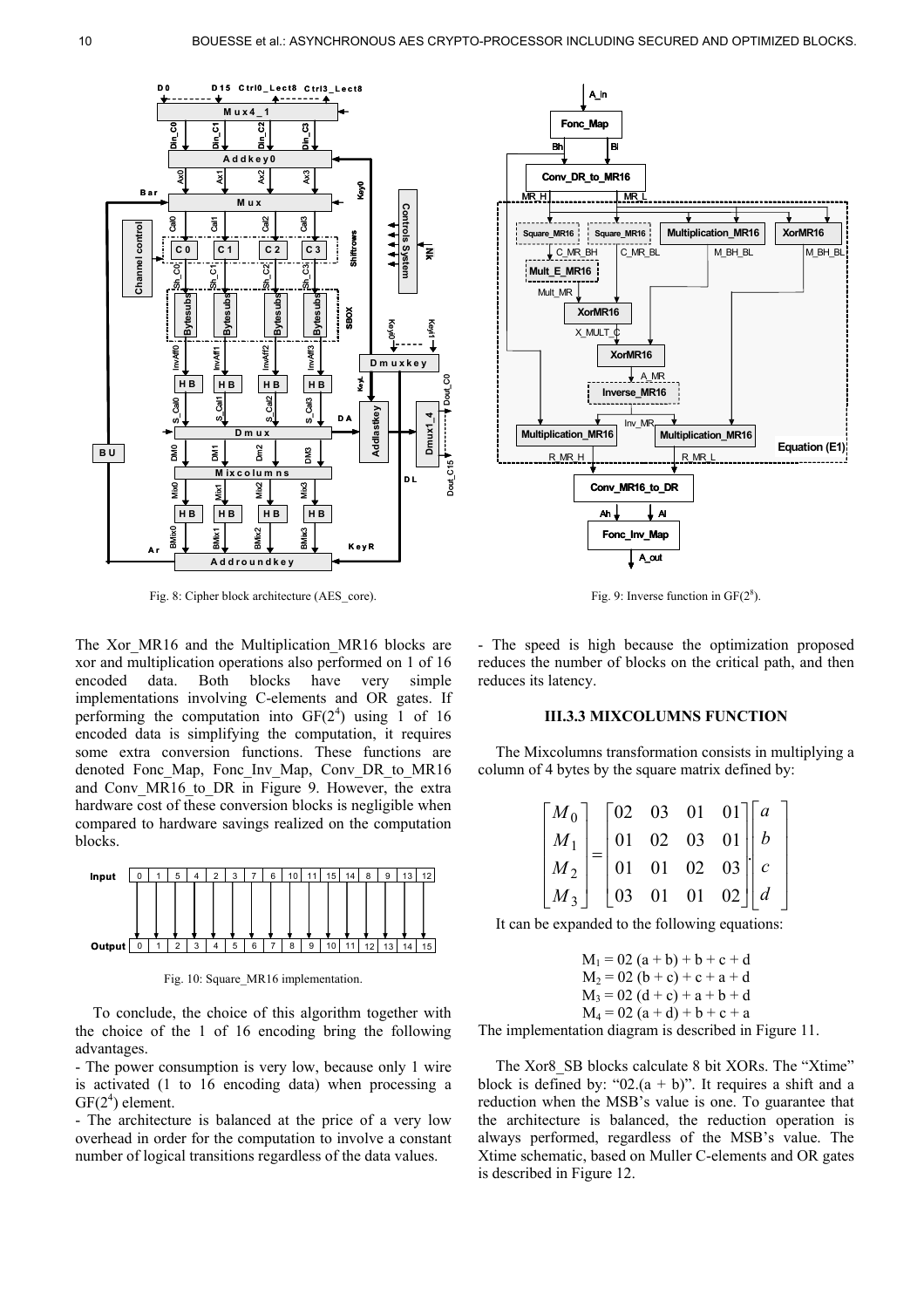Fig. 8: Cipher block architecture (AES_core).

Fig. 9: Inverse function in $GF(2^8)$.

The Xor_MR16 and the Multiplication_MR16 blocks are xor and multiplication operations also performed on 1 of 16 encoded data. Both blocks have very simple implementations involving C-elements and OR gates. If performing the computation into $GF(2^4)$ using 1 of 16 encoded data is simplifying the computation, it requires some extra conversion functions. These functions are denoted Fonc_Map, Fonc_Inv_Map, Conv_DR_to_MR16 and Conv_MR16_to_DR in Figure 9. However, the extra hardware cost of these conversion blocks is negligible when compared to hardware savings realized on the computation blocks.

| Input | 0 | 1 | 5 | 4 | 2 | 3 | 7 | 6 | 10 | 11 | 15 | 14 | 8 | 9 | 13 | 12 |
|---|---|---|---|---|---|---|---|---|---|---|---|---|---|---|---|---|
| Output | 0 | 1 | 2 | 3 | 4 | 5 | 6 | 7 | 8 | 9 | 10 | 11 | 12 | 13 | 14 | 15 |

Fig. 10: Square_MR16 implementation.

To conclude, the choice of this algorithm together with the choice of the 1 of 16 encoding bring the following advantages.

- The power consumption is very low, because only 1 wire is activated (1 to 16 encoding data) when processing a $GF(2^4)$ element.
- The architecture is balanced at the price of a very low overhead in order for the computation to involve a constant number of logical transitions regardless of the data values.
- The speed is high because the optimization proposed reduces the number of blocks on the critical path, and then reduces its latency.

### III.3.3 MIXCOLUMNS FUNCTION

The Mixcolumns transformation consists in multiplying a column of 4 bytes by the square matrix defined by:

$$\begin{bmatrix} M_0 \\ M_1 \\ M_2 \\ M_3 \end{bmatrix} = \begin{bmatrix} 02 & 03 & 01 & 01 \\ 01 & 02 & 03 & 01 \\ 01 & 01 & 02 & 03 \\ 03 & 01 & 01 & 02 \end{bmatrix} \cdot \begin{bmatrix} a \\ b \\ c \\ d \end{bmatrix}$$

It can be expanded to the following equations:

$$M_1 = 02\,(a + b) + b + c + d$$
$$M_2 = 02\,(b + c) + c + a + d$$
$$M_3 = 02\,(d + c) + a + b + d$$
$$M_4 = 02\,(a + d) + b + c + a$$

The implementation diagram is described in Figure 11.

The Xor8_SB blocks calculate 8 bit XORs. The "Xtime" block is defined by: "02.(a + b)". It requires a shift and a reduction when the MSB's value is one. To guarantee that the architecture is balanced, the reduction operation is always performed, regardless of the MSB's value. The Xtime schematic, based on Muller C-elements and OR gates is described in Figure 12.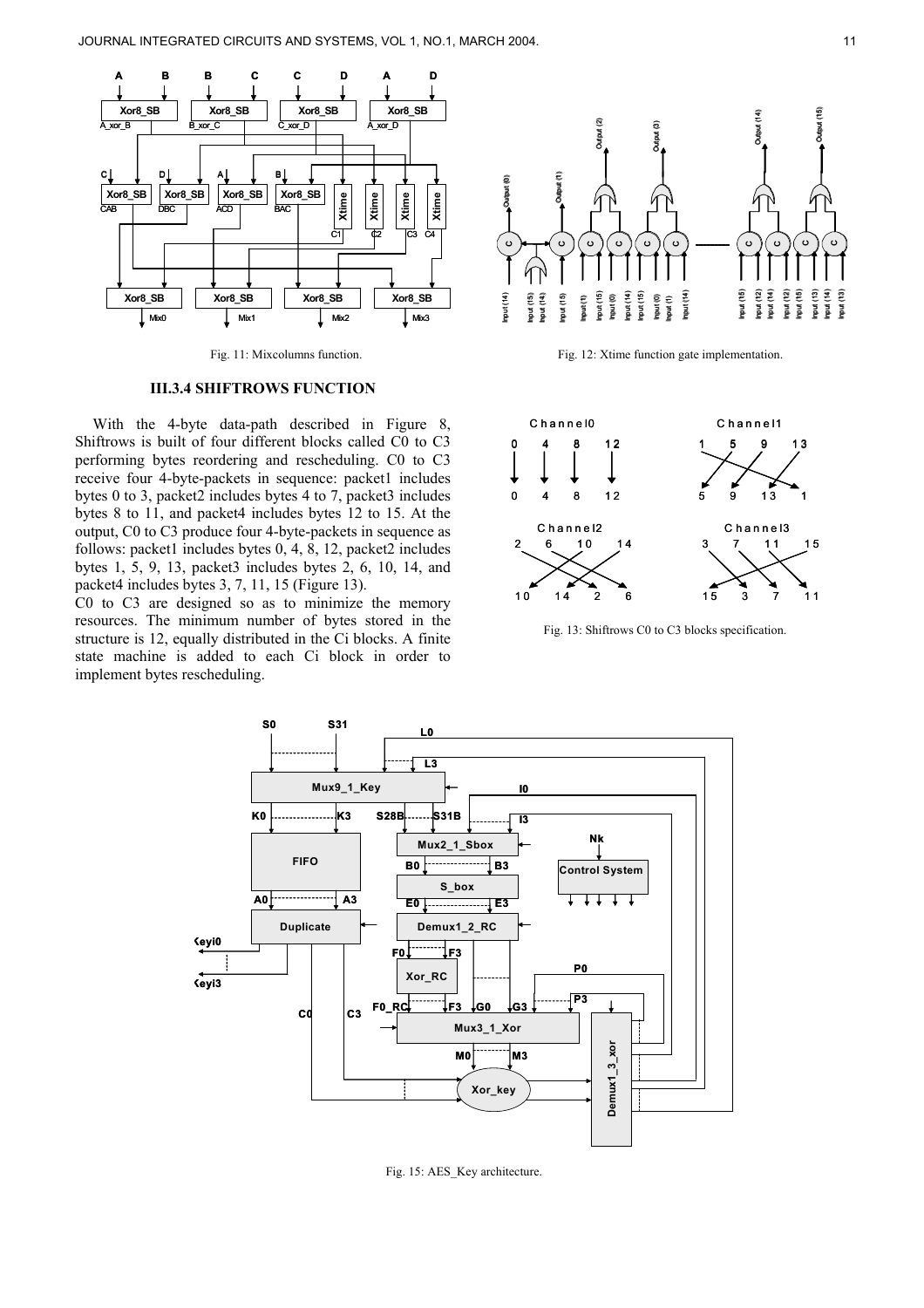Fig. 11: Mixcolumns function.

Fig. 12: Xtime function gate implementation.

### III.3.4 SHIFTROWS FUNCTION

With the 4-byte data-path described in Figure 8, Shiftrows is built of four different blocks called C0 to C3 performing bytes reordering and rescheduling. C0 to C3 receive four 4-byte-packets in sequence: packet1 includes bytes 0 to 3, packet2 includes bytes 4 to 7, packet3 includes bytes 8 to 11, and packet4 includes bytes 12 to 15. At the output, C0 to C3 produce four 4-byte-packets in sequence as follows: packet1 includes bytes 0, 4, 8, 12, packet2 includes bytes 1, 5, 9, 13, packet3 includes bytes 2, 6, 10, 14, and packet4 includes bytes 3, 7, 11, 15 (Figure 13).

C0 to C3 are designed so as to minimize the memory resources. The minimum number of bytes stored in the structure is 12, equally distributed in the Ci blocks. A finite state machine is added to each Ci block in order to implement bytes rescheduling.

Fig. 13: Shiftrows C0 to C3 blocks specification.

Fig. 15: AES_Key architecture.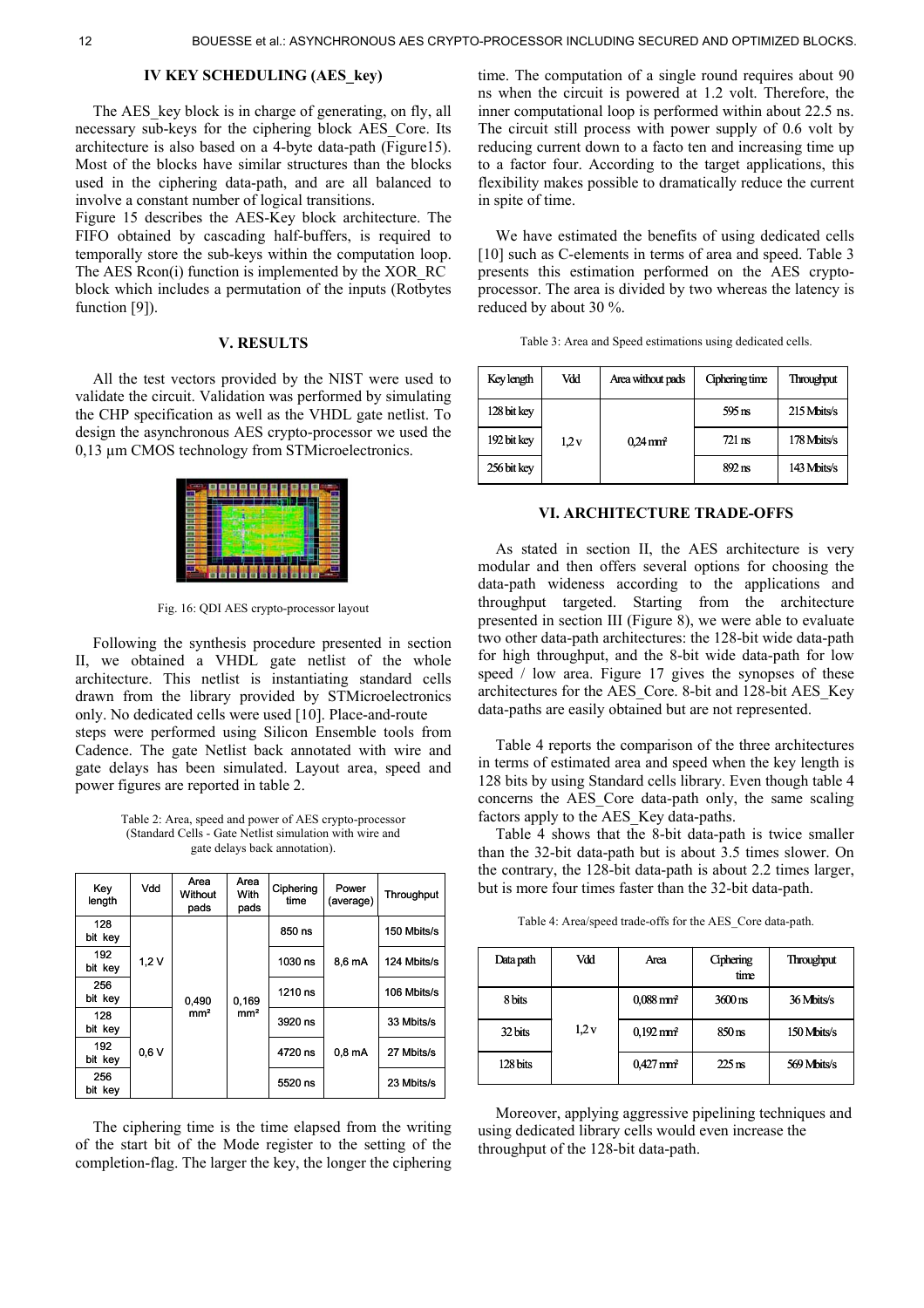### IV KEY SCHEDULING (AES_key)

The AES_key block is in charge of generating, on fly, all necessary sub-keys for the ciphering block AES_Core. Its architecture is also based on a 4-byte data-path (Figure15). Most of the blocks have similar structures than the blocks used in the ciphering data-path, and are all balanced to involve a constant number of logical transitions.

Figure 15 describes the AES-Key block architecture. The FIFO obtained by cascading half-buffers, is required to temporally store the sub-keys within the computation loop. The AES Rcon(i) function is implemented by the XOR_RC block which includes a permutation of the inputs (Rotbytes function [9]).

### V. RESULTS

All the test vectors provided by the NIST were used to validate the circuit. Validation was performed by simulating the CHP specification as well as the VHDL gate netlist. To design the asynchronous AES crypto-processor we used the 0,13 µm CMOS technology from STMicroelectronics.

Fig. 16: QDI AES crypto-processor layout

Following the synthesis procedure presented in section II, we obtained a VHDL gate netlist of the whole architecture. This netlist is instantiating standard cells drawn from the library provided by STMicroelectronics only. No dedicated cells were used [10]. Place-and-route steps were performed using Silicon Ensemble tools from Cadence. The gate Netlist back annotated with wire and gate delays has been simulated. Layout area, speed and power figures are reported in table 2.

Table 2: Area, speed and power of AES crypto-processor (Standard Cells - Gate Netlist simulation with wire and gate delays back annotation).

| Key length | Vdd | Area Without pads | Area With pads | Ciphering time | Power (average) | Throughput |
|---|---|---|---|---|---|---|
| 128 bit key | 1,2 V | 0,490 mm² | 0,169 mm² | 850 ns | 8,6 mA | 150 Mbits/s |
| 192 bit key | | | | 1030 ns | | 124 Mbits/s |
| 256 bit key | | | | 1210 ns | | 106 Mbits/s |
| 128 bit key | 0,6 V | | | 3920 ns | 0,8 mA | 33 Mbits/s |
| 192 bit key | | | | 4720 ns | | 27 Mbits/s |
| 256 bit key | | | | 5520 ns | | 23 Mbits/s |

The ciphering time is the time elapsed from the writing of the start bit of the Mode register to the setting of the completion-flag. The larger the key, the longer the ciphering time. The computation of a single round requires about 90 ns when the circuit is powered at 1.2 volt. Therefore, the inner computational loop is performed within about 22.5 ns. The circuit still process with power supply of 0.6 volt by reducing current down to a facto ten and increasing time up to a factor four. According to the target applications, this flexibility makes possible to dramatically reduce the current in spite of time.

We have estimated the benefits of using dedicated cells [10] such as C-elements in terms of area and speed. Table 3 presents this estimation performed on the AES crypto-processor. The area is divided by two whereas the latency is reduced by about 30 %.

Table 3: Area and Speed estimations using dedicated cells.

| Key length | Vdd | Area without pads | Ciphering time | Throughput |
|---|---|---|---|---|
| 128 bit key | 1,2 v | 0,24 mm² | 595 ns | 215 Mbits/s |
| 192 bit key | | | 721 ns | 178 Mbits/s |
| 256 bit key | | | 892 ns | 143 Mbits/s |

### VI. ARCHITECTURE TRADE-OFFS

As stated in section II, the AES architecture is very modular and then offers several options for choosing the data-path wideness according to the applications and throughput targeted. Starting from the architecture presented in section III (Figure 8), we were able to evaluate two other data-path architectures: the 128-bit wide data-path for high throughput, and the 8-bit wide data-path for low speed / low area. Figure 17 gives the synopses of these architectures for the AES_Core. 8-bit and 128-bit AES_Key data-paths are easily obtained but are not represented.

Table 4 reports the comparison of the three architectures in terms of estimated area and speed when the key length is 128 bits by using Standard cells library. Even though table 4 concerns the AES_Core data-path only, the same scaling factors apply to the AES_Key data-paths.

Table 4 shows that the 8-bit data-path is twice smaller than the 32-bit data-path but is about 3.5 times slower. On the contrary, the 128-bit data-path is about 2.2 times larger, but is more four times faster than the 32-bit data-path.

Table 4: Area/speed trade-offs for the AES_Core data-path.

| Data path | Vdd | Area | Ciphering time | Throughput |
|---|---|---|---|---|
| 8 bits | 1,2 v | 0,088 mm² | 3600 ns | 36 Mbits/s |
| 32 bits | | 0,192 mm² | 850 ns | 150 Mbits/s |
| 128 bits | | 0,427 mm² | 225 ns | 569 Mbits/s |

Moreover, applying aggressive pipelining techniques and using dedicated library cells would even increase the throughput of the 128-bit data-path.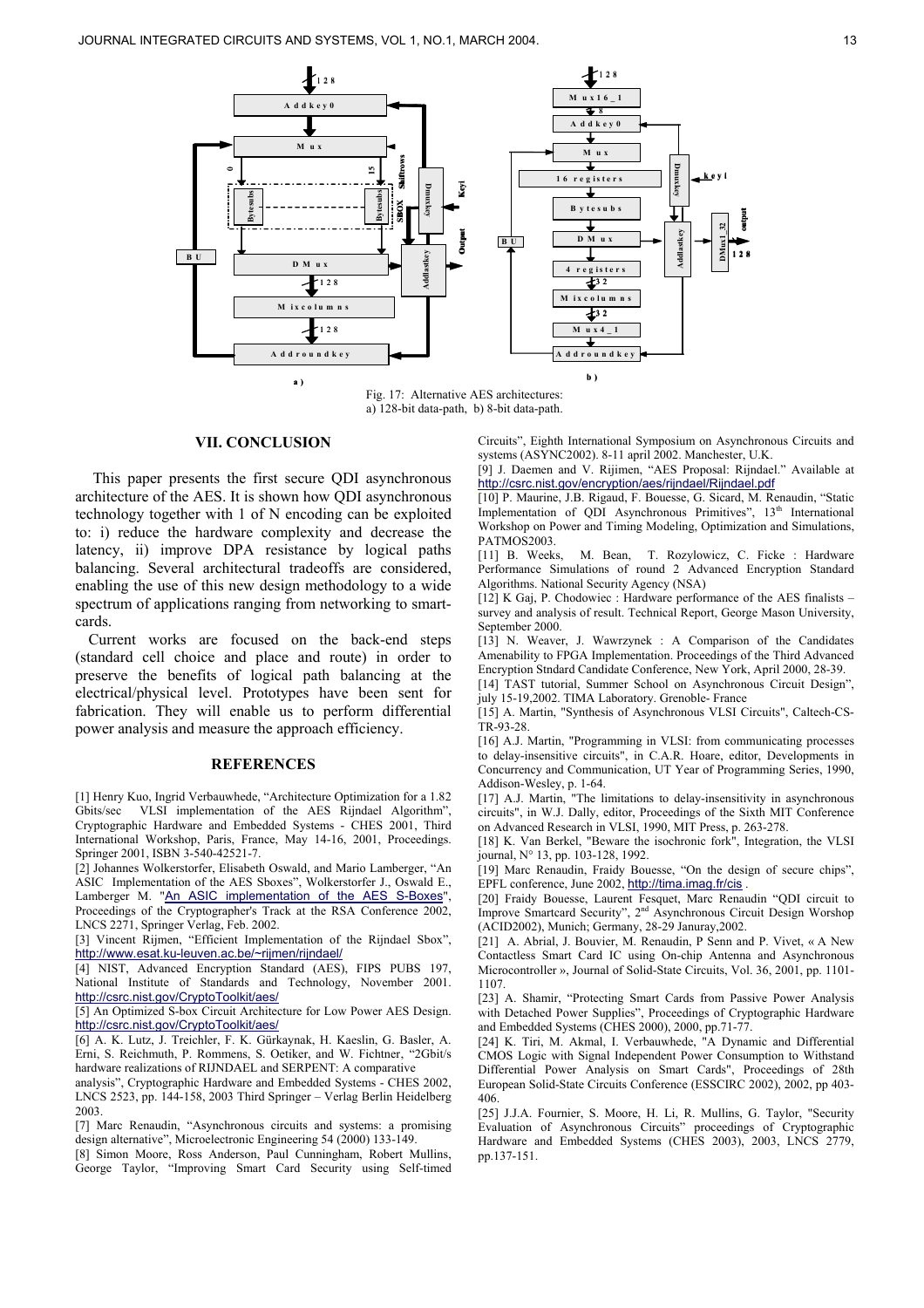a)

b)

Fig. 17: Alternative AES architectures:
a) 128-bit data-path, b) 8-bit data-path.

## VII. CONCLUSION

This paper presents the first secure QDI asynchronous architecture of the AES. It is shown how QDI asynchronous technology together with 1 of N encoding can be exploited to: i) reduce the hardware complexity and decrease the latency, ii) improve DPA resistance by logical paths balancing. Several architectural tradeoffs are considered, enabling the use of this new design methodology to a wide spectrum of applications ranging from networking to smart-cards.

Current works are focused on the back-end steps (standard cell choice and place and route) in order to preserve the benefits of logical path balancing at the electrical/physical level. Prototypes have been sent for fabrication. They will enable us to perform differential power analysis and measure the approach efficiency.

## REFERENCES

[1] Henry Kuo, Ingrid Verbauwhede, "Architecture Optimization for a 1.82 Gbits/sec VLSI implementation of the AES Rijndael Algorithm", Cryptographic Hardware and Embedded Systems - CHES 2001, Third International Workshop, Paris, France, May 14-16, 2001, Proceedings. Springer 2001, ISBN 3-540-42521-7.

[2] Johannes Wolkerstorfer, Elisabeth Oswald, and Mario Lamberger, "An ASIC Implementation of the AES Sboxes", Wolkerstorfer J., Oswald E., Lamberger M. "An ASIC implementation of the AES S-Boxes", Proceedings of the Cryptographer's Track at the RSA Conference 2002, LNCS 2271, Springer Verlag, Feb. 2002.

[3] Vincent Rijmen, "Efficient Implementation of the Rijndael Sbox", http://www.esat.ku-leuven.ac.be/~rijmen/rijndael/

[4] NIST, Advanced Encryption Standard (AES), FIPS PUBS 197, National Institute of Standards and Technology, November 2001. http://csrc.nist.gov/CryptoToolkit/aes/

[5] An Optimized S-box Circuit Architecture for Low Power AES Design. http://csrc.nist.gov/CryptoToolkit/aes/

[6] A. K. Lutz, J. Treichler, F. K. Gürkaynak, H. Kaeslin, G. Basler, A. Erni, S. Reichmuth, P. Rommens, S. Oetiker, and W. Fichtner, "2Gbit/s hardware realizations of RIJNDAEL and SERPENT: A comparative analysis", Cryptographic Hardware and Embedded Systems - CHES 2002, LNCS 2523, pp. 144-158, 2003 Third Springer – Verlag Berlin Heidelberg 2003.

[7] Marc Renaudin, "Asynchronous circuits and systems: a promising design alternative", Microelectronic Engineering 54 (2000) 133-149.

[8] Simon Moore, Ross Anderson, Paul Cunningham, Robert Mullins, George Taylor, "Improving Smart Card Security using Self-timed Circuits", Eighth International Symposium on Asynchronous Circuits and systems (ASYNC2002). 8-11 april 2002. Manchester, U.K.

[9] J. Daemen and V. Rijimen, "AES Proposal: Rijndael." Available at http://csrc.nist.gov/encryption/aes/rijndael/Rijndael.pdf

[10] P. Maurine, J.B. Rigaud, F. Bouesse, G. Sicard, M. Renaudin, "Static Implementation of QDI Asynchronous Primitives", 13th International Workshop on Power and Timing Modeling, Optimization and Simulations, PATMOS2003.

[11] B. Weeks, M. Bean, T. Rozylowicz, C. Ficke : Hardware Performance Simulations of round 2 Advanced Encryption Standard Algorithms. National Security Agency (NSA)

[12] K Gaj, P. Chodowiec : Hardware performance of the AES finalists – survey and analysis of result. Technical Report, George Mason University, September 2000.

[13] N. Weaver, J. Wawrzynek : A Comparison of the Candidates Amenability to FPGA Implementation. Proceedings of the Third Advanced Encryption Stndard Candidate Conference, New York, April 2000, 28-39.

[14] TAST tutorial, Summer School on Asynchronous Circuit Design", july 15-19,2002. TIMA Laboratory. Grenoble- France

[15] A. Martin, "Synthesis of Asynchronous VLSI Circuits", Caltech-CS-TR-93-28.

[16] A.J. Martin, "Programming in VLSI: from communicating processes to delay-insensitive circuits", in C.A.R. Hoare, editor, Developments in Concurrency and Communication, UT Year of Programming Series, 1990, Addison-Wesley, p. 1-64.

[17] A.J. Martin, "The limitations to delay-insensitivity in asynchronous circuits", in W.J. Dally, editor, Proceedings of the Sixth MIT Conference on Advanced Research in VLSI, 1990, MIT Press, p. 263-278.

[18] K. Van Berkel, "Beware the isochronic fork", Integration, the VLSI journal, N° 13, pp. 103-128, 1992.

[19] Marc Renaudin, Fraidy Bouesse, "On the design of secure chips", EPFL conference, June 2002, http://tima.imag.fr/cis .

[20] Fraidy Bouesse, Laurent Fesquet, Marc Renaudin "QDI circuit to Improve Smartcard Security", 2nd Asynchronous Circuit Design Worshop (ACID2002), Munich; Germany, 28-29 Januray,2002.

[21] A. Abrial, J. Bouvier, M. Renaudin, P Senn and P. Vivet, « A New Contactless Smart Card IC using On-chip Antenna and Asynchronous Microcontroller », Journal of Solid-State Circuits, Vol. 36, 2001, pp. 1101-1107.

[23] A. Shamir, "Protecting Smart Cards from Passive Power Analysis with Detached Power Supplies", Proceedings of Cryptographic Hardware and Embedded Systems (CHES 2000), 2000, pp.71-77.

[24] K. Tiri, M. Akmal, I. Verbauwhede, "A Dynamic and Differential CMOS Logic with Signal Independent Power Consumption to Withstand Differential Power Analysis on Smart Cards", Proceedings of 28th European Solid-State Circuits Conference (ESSCIRC 2002), 2002, pp 403-406.

[25] J.J.A. Fournier, S. Moore, H. Li, R. Mullins, G. Taylor, "Security Evaluation of Asynchronous Circuits" proceedings of Cryptographic Hardware and Embedded Systems (CHES 2003), 2003, LNCS 2779, pp.137-151.